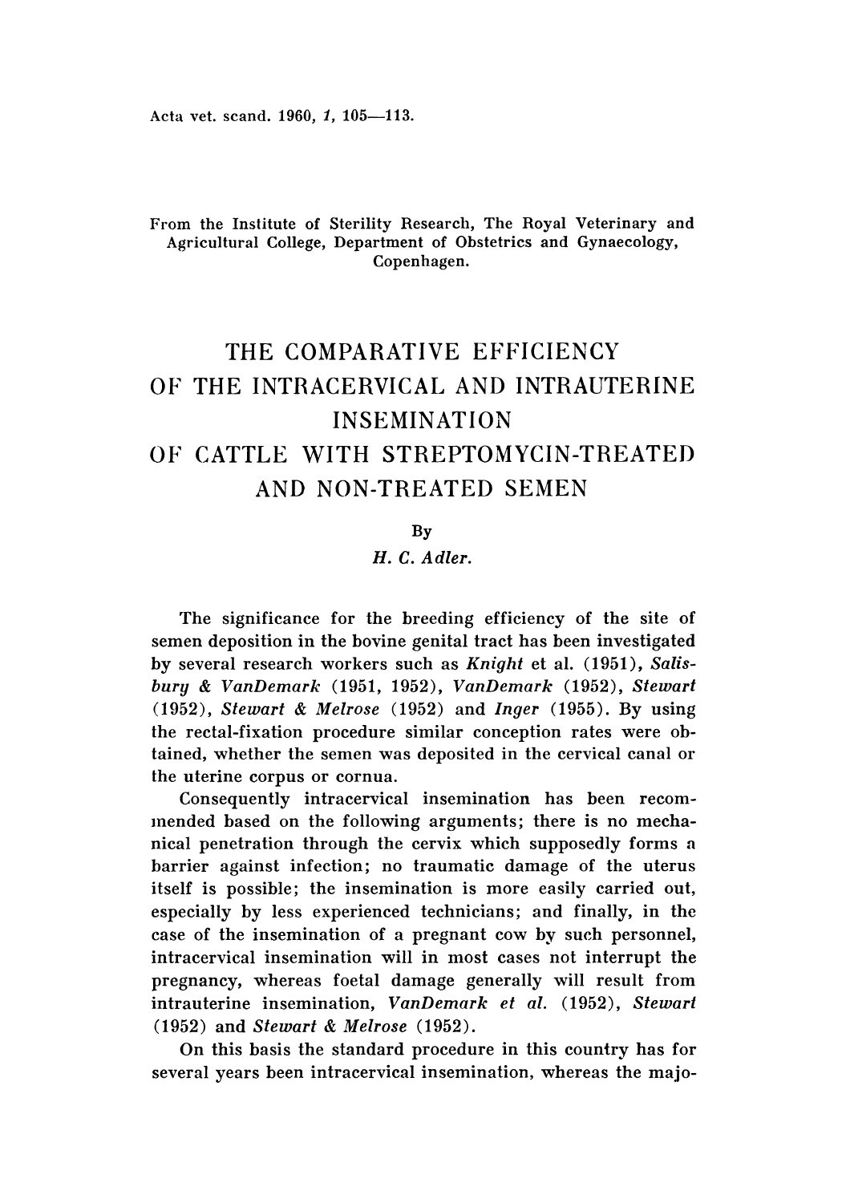From the Institute of Sterility Research, The Royal Veterinary and Agricultural College, Department of Obstetrics and Gynaecology, Copenhagen.

# THE COMPARATIVE EFFICIENCY OF THE INTRACERVICAL AND INTRAUTERINE INSEMINATION OF CATTLE WITH STREPTOMYCIN-TREATED AND NON-TREATED SEMEN

By

*H. C. Adler.*

The significance for the breeding efficiency of the site of semen deposition in the bovine genital tract has been investigated by several research workers such as *Knight* et al. (1951), *Salisbury & VanDemark* (1951, 1952), *VanDemark* (1952), *Stewart* (1952), *Stewart & Melrose* (1952) and *Inger* (1955). By using the rectal-fixation procedure similar conception rates were obtained, whether the semen was deposited in the cervical canal or the uterine corpus or cornua.

Consequently intracervical insemination has been recommended based on the following arguments; there is no mechanical penetration through the cervix which supposedly forms a barrier against infection; no traumatic damage of the uterus itself is possible; the insemination is more easily carried out, especially by less experienced technicians; and finally, in the case of the insemination of a pregnant cow by such personnel, intracervical insemination will in most cases not interrupt the pregnancy, whereas foetal damage generally will result from intrauterine insemination, *VanDemark et al.* (1952), *Stewart* (1952) and *Stewart & Melrose* (1952).

On this basis the standard procedure in this country has for several years been intracervical insemination, whereas the majo-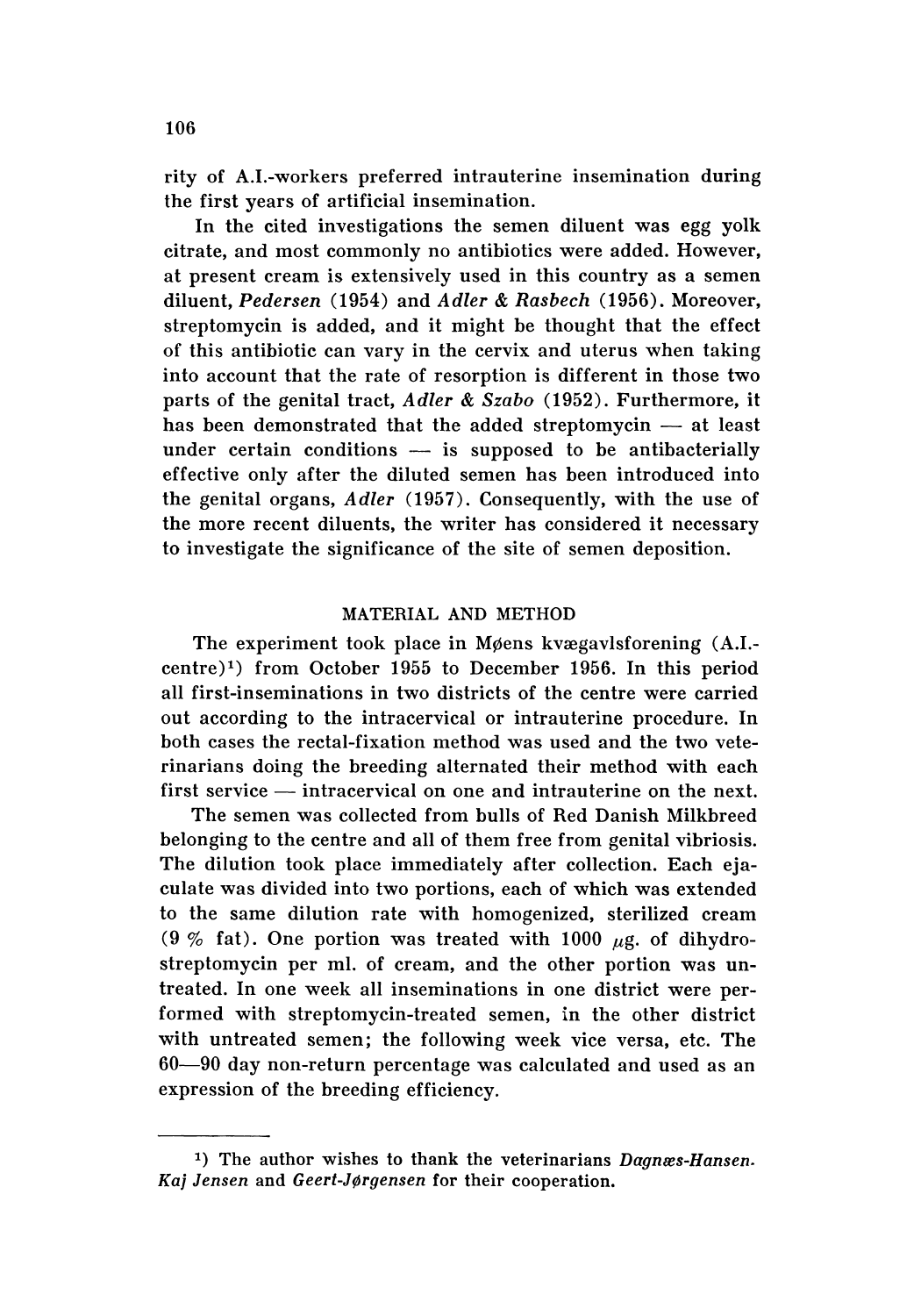rity of A.I.-workers preferred intrauterine insemination during the first years of artificial insemination.

In the cited investigations the semen diluent was egg yolk citrate, and most commonly no antibiotics were added. However, at present cream is extensively used in this country as a semen diluent, *Pedersen* (1954) and *Adler & Rasbech* (1956). Moreover, streptomycin is added, and it might be thought that the effect of this antibiotic can vary in the cervix and uterus when taking into account that the rate of resorption is different in those two parts of the genital tract, *Adler & Szabo* (1952). Furthermore, it has been demonstrated that the added streptomycin — at least under certain conditions — is supposed to be antibacterially effective only after the diluted semen has been introduced into the genital organs, *Adler* (1957). Consequently, with the use of the more recent diluents, the writer has considered it necessary to investigate the significance of the site of semen deposition.

## MATERIAL AND METHOD

The experiment took place in Møens kvægavlsforening (A.I.-centre)[1]) from October 1955 to December 1956. In this period all first-inseminations in two districts of the centre were carried out according to the intracervical or intrauterine procedure. In both cases the rectal-fixation method was used and the two veterinarians doing the breeding alternated their method with each first service — intracervical on one and intrauterine on the next.

The semen was collected from bulls of Red Danish Milkbreed belonging to the centre and all of them free from genital vibriosis. The dilution took place immediately after collection. Each ejaculate was divided into two portions, each of which was extended to the same dilution rate with homogenized, sterilized cream (9 % fat). One portion was treated with 1000 $\mu$g. of dihydrostreptomycin per ml. of cream, and the other portion was untreated. In one week all inseminations in one district were performed with streptomycin-treated semen, in the other district with untreated semen; the following week vice versa, etc. The 60—90 day non-return percentage was calculated and used as an expression of the breeding efficiency.

---

[1]) The author wishes to thank the veterinarians *Dagnæs-Hansen. Kaj Jensen* and *Geert-Jørgensen* for their cooperation.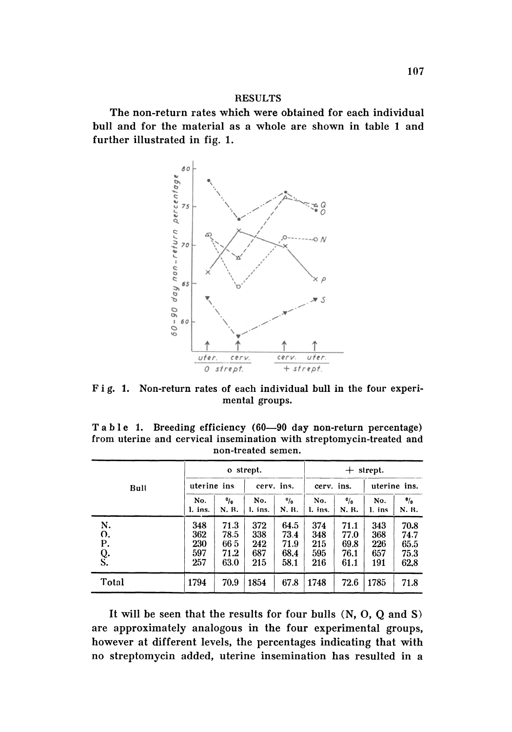## RESULTS

The non-return rates which were obtained for each individual bull and for the material as a whole are shown in table 1 and further illustrated in fig. 1.

**Fig. 1.** Non-return rates of each individual bull in the four experimental groups.

**Table 1.** Breeding efficiency (60—90 day non-return percentage) from uterine and cervical insemination with streptomycin-treated and non-treated semen.

| Bull | o strept. | | | | + strept. | | | |
|---|---|---|---|---|---|---|---|---|
| | uterine ins | | cerv. ins. | | cerv. ins. | | uterine ins. | |
| | No. l. ins. | % N. R. | No. l. ins. | % N. R. | No. l. ins. | % N. R. | No. l. ins | % N. R. |
| N. | 348 | 71.3 | 372 | 64.5 | 374 | 71.1 | 343 | 70.8 |
| O. | 362 | 78.5 | 338 | 73.4 | 348 | 77.0 | 368 | 74.7 |
| P. | 230 | 66 5 | 242 | 71.9 | 215 | 69.8 | 226 | 65.5 |
| Q. | 597 | 71.2 | 687 | 68.4 | 595 | 76.1 | 657 | 75.3 |
| S. | 257 | 63.0 | 215 | 58.1 | 216 | 61.1 | 191 | 62.8 |
| Total | 1794 | 70.9 | 1854 | 67.8 | 1748 | 72.6 | 1785 | 71.8 |

It will be seen that the results for four bulls (N, O, Q and S) are approximately analogous in the four experimental groups, however at different levels, the percentages indicating that with no streptomycin added, uterine insemination has resulted in a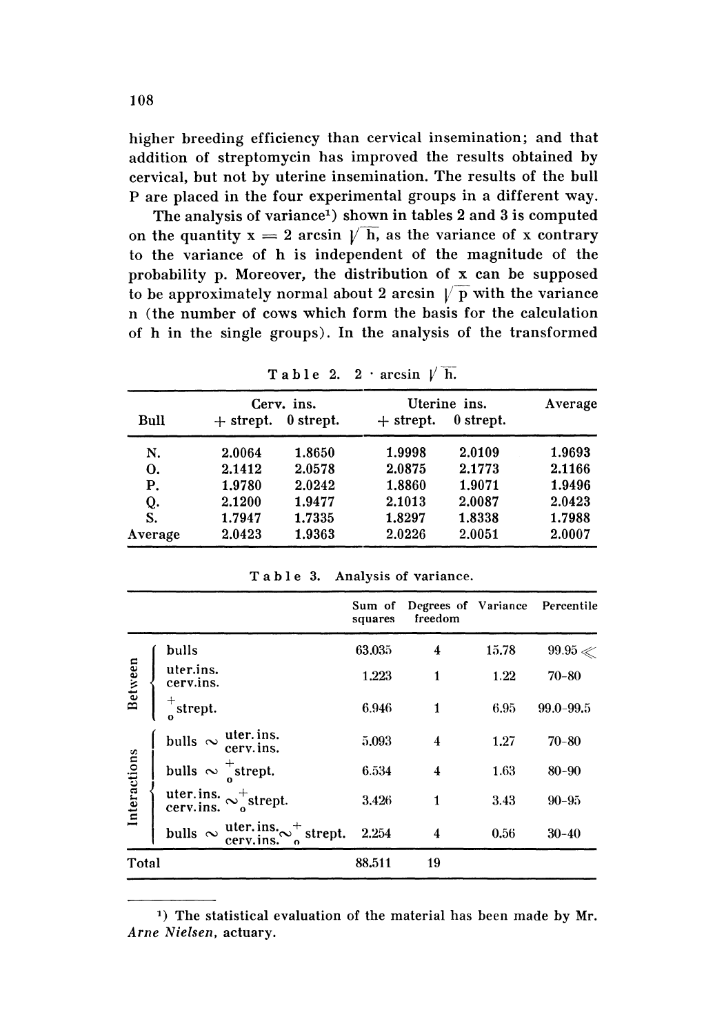higher breeding efficiency than cervical insemination; and that addition of streptomycin has improved the results obtained by cervical, but not by uterine insemination. The results of the bull P are placed in the four experimental groups in a different way.

The analysis of variance[1]) shown in tables 2 and 3 is computed on the quantity $x = 2 \arcsin \sqrt{h}$, as the variance of x contrary to the variance of h is independent of the magnitude of the probability p. Moreover, the distribution of x can be supposed to be approximately normal about $2 \arcsin \sqrt{p}$ with the variance n (the number of cows which form the basis for the calculation of h in the single groups). In the analysis of the transformed

Table 2. $2 \cdot \arcsin \sqrt{h}$.

| Bull | Cerv. ins. + strept. | Cerv. ins. 0 strept. | Uterine ins. + strept. | Uterine ins. 0 strept. | Average |
|---|---|---|---|---|---|
| N. | 2.0064 | 1.8650 | 1.9998 | 2.0109 | 1.9693 |
| O. | 2.1412 | 2.0578 | 2.0875 | 2.1773 | 2.1166 |
| P. | 1.9780 | 2.0242 | 1.8860 | 1.9071 | 1.9496 |
| Q. | 2.1200 | 1.9477 | 2.1013 | 2.0087 | 2.0423 |
| S. | 1.7947 | 1.7335 | 1.8297 | 1.8338 | 1.7988 |
| Average | 2.0423 | 1.9363 | 2.0226 | 2.0051 | 2.0007 |

Table 3. Analysis of variance.

| | | Sum of squares | Degrees of freedom | Variance | Percentile |
|---|---|---|---|---|---|
| Between | bulls | 63.035 | 4 | 15.78 | 99.95 ≪ |
| | uter.ins. / cerv.ins. | 1.223 | 1 | 1.22 | 70-80 |
| | +/0 strept. | 6.946 | 1 | 6.95 | 99.0-99.5 |
| Interactions | bulls ∾ uter.ins. / cerv.ins. | 5.093 | 4 | 1.27 | 70-80 |
| | bulls ∾ +/0 strept. | 6.534 | 4 | 1.63 | 80-90 |
| | uter.ins. / cerv.ins. ∾ +/0 strept. | 3.426 | 1 | 3.43 | 90-95 |
| | bulls ∾ uter.ins. / cerv.ins. ∾ +/0 strept. | 2.254 | 4 | 0.56 | 30-40 |
| Total | | 88.511 | 19 | | |

[1]) The statistical evaluation of the material has been made by Mr. *Arne Nielsen*, actuary.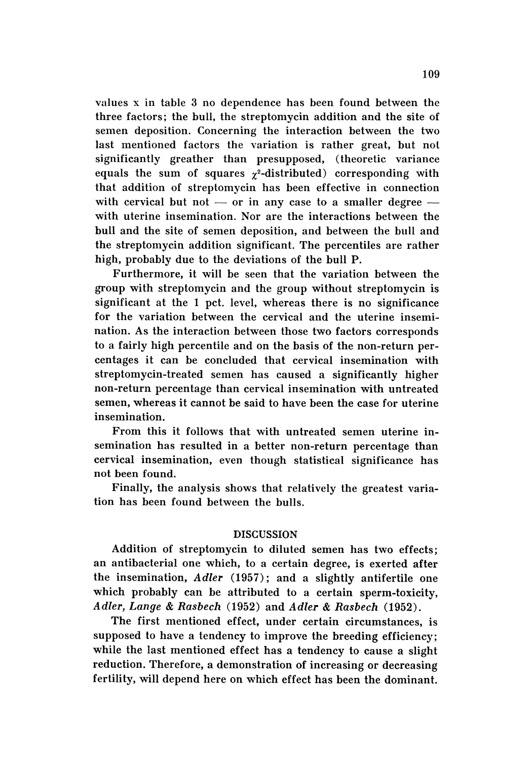values x in table 3 no dependence has been found between the three factors; the bull, the streptomycin addition and the site of semen deposition. Concerning the interaction between the two last mentioned factors the variation is rather great, but not significantly greather than presupposed, (theoretic variance equals the sum of squares $\chi^2$-distributed) corresponding with that addition of streptomycin has been effective in connection with cervical but not — or in any case to a smaller degree — with uterine insemination. Nor are the interactions between the bull and the site of semen deposition, and between the bull and the streptomycin addition significant. The percentiles are rather high, probably due to the deviations of the bull P.

Furthermore, it will be seen that the variation between the group with streptomycin and the group without streptomycin is significant at the 1 pct. level, whereas there is no significance for the variation between the cervical and the uterine insemination. As the interaction between those two factors corresponds to a fairly high percentile and on the basis of the non-return percentages it can be concluded that cervical insemination with streptomycin-treated semen has caused a significantly higher non-return percentage than cervical insemination with untreated semen, whereas it cannot be said to have been the case for uterine insemination.

From this it follows that with untreated semen uterine insemination has resulted in a better non-return percentage than cervical insemination, even though statistical significance has not been found.

Finally, the analysis shows that relatively the greatest variation has been found between the bulls.

## DISCUSSION

Addition of streptomycin to diluted semen has two effects; an antibacterial one which, to a certain degree, is exerted after the insemination, *Adler* (1957); and a slightly antifertile one which probably can be attributed to a certain sperm-toxicity, *Adler, Lange & Rasbech* (1952) and *Adler & Rasbech* (1952).

The first mentioned effect, under certain circumstances, is supposed to have a tendency to improve the breeding efficiency; while the last mentioned effect has a tendency to cause a slight reduction. Therefore, a demonstration of increasing or decreasing fertility, will depend here on which effect has been the dominant.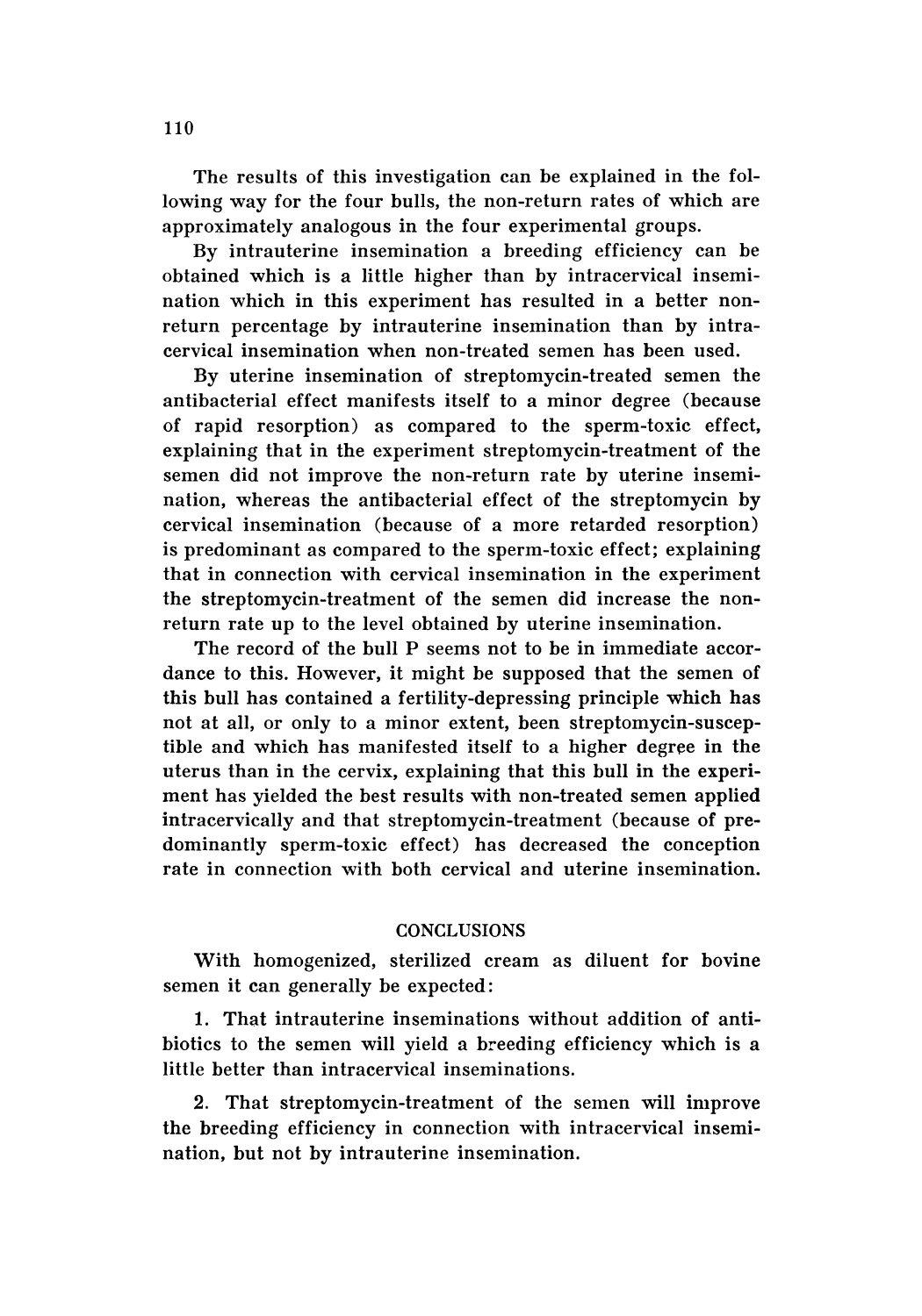The results of this investigation can be explained in the following way for the four bulls, the non-return rates of which are approximately analogous in the four experimental groups.

By intrauterine insemination a breeding efficiency can be obtained which is a little higher than by intracervical insemination which in this experiment has resulted in a better non-return percentage by intrauterine insemination than by intracervical insemination when non-treated semen has been used.

By uterine insemination of streptomycin-treated semen the antibacterial effect manifests itself to a minor degree (because of rapid resorption) as compared to the sperm-toxic effect, explaining that in the experiment streptomycin-treatment of the semen did not improve the non-return rate by uterine insemination, whereas the antibacterial effect of the streptomycin by cervical insemination (because of a more retarded resorption) is predominant as compared to the sperm-toxic effect; explaining that in connection with cervical insemination in the experiment the streptomycin-treatment of the semen did increase the non-return rate up to the level obtained by uterine insemination.

The record of the bull P seems not to be in immediate accordance to this. However, it might be supposed that the semen of this bull has contained a fertility-depressing principle which has not at all, or only to a minor extent, been streptomycin-susceptible and which has manifested itself to a higher degree in the uterus than in the cervix, explaining that this bull in the experiment has yielded the best results with non-treated semen applied intracervically and that streptomycin-treatment (because of predominantly sperm-toxic effect) has decreased the conception rate in connection with both cervical and uterine insemination.

## CONCLUSIONS

With homogenized, sterilized cream as diluent for bovine semen it can generally be expected:

1. That intrauterine inseminations without addition of antibiotics to the semen will yield a breeding efficiency which is a little better than intracervical inseminations.

2. That streptomycin-treatment of the semen will improve the breeding efficiency in connection with intracervical insemination, but not by intrauterine insemination.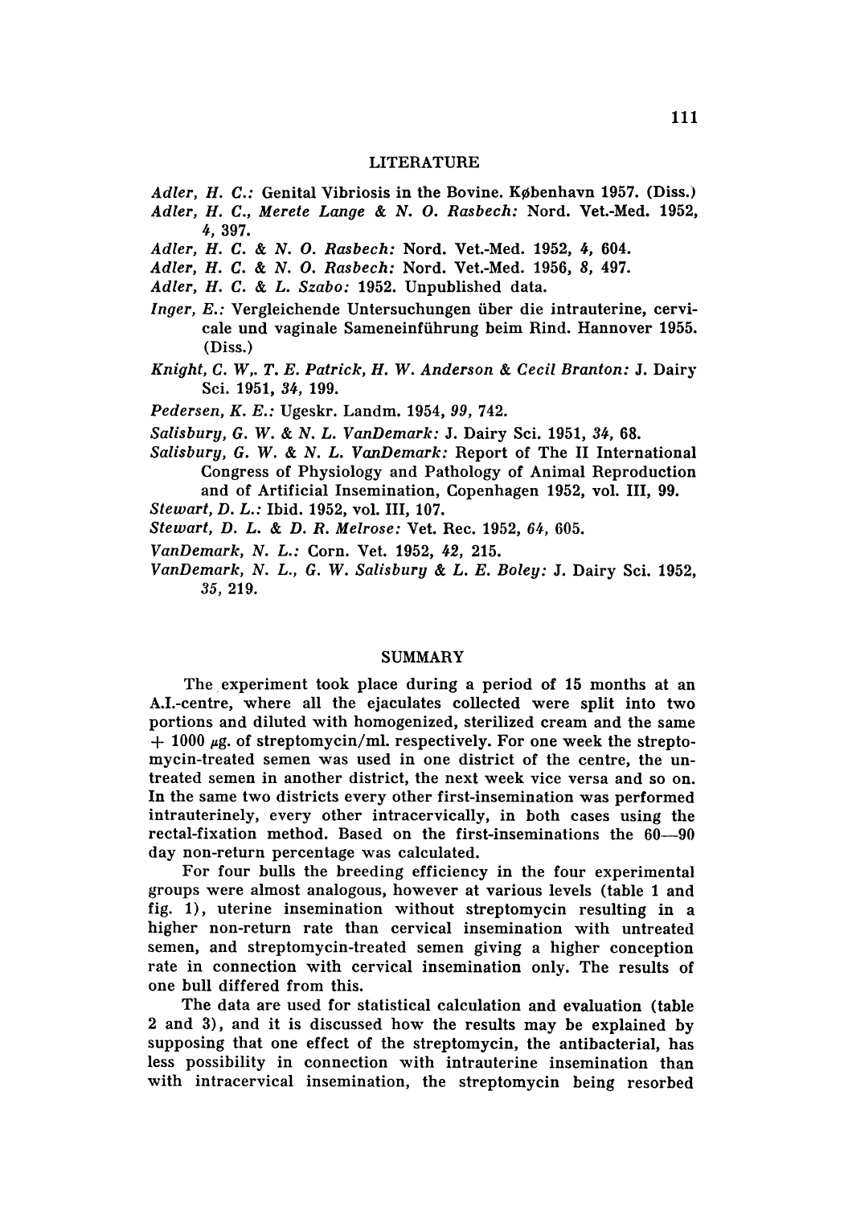## LITERATURE

*Adler, H. C.:* Genital Vibriosis in the Bovine. København 1957. (Diss.)

*Adler, H. C., Merete Lange & N. O. Rasbech:* Nord. Vet.-Med. 1952, *4*, 397.

*Adler, H. C. & N. O. Rasbech:* Nord. Vet.-Med. 1952, *4*, 604.

*Adler, H. C. & N. O. Rasbech:* Nord. Vet.-Med. 1956, *8*, 497.

*Adler, H. C. & L. Szabo:* 1952. Unpublished data.

*Inger, E.:* Vergleichende Untersuchungen über die intrauterine, cervicale und vaginale Sameneinführung beim Rind. Hannover 1955. (Diss.)

*Knight, C. W,. T. E. Patrick, H. W. Anderson & Cecil Branton:* J. Dairy Sci. 1951, *34*, 199.

*Pedersen, K. E.:* Ugeskr. Landm. 1954, *99*, 742.

*Salisbury, G. W. & N. L. VanDemark:* J. Dairy Sci. 1951, *34*, 68.

*Salisbury, G. W. & N. L. VanDemark:* Report of The II International Congress of Physiology and Pathology of Animal Reproduction and of Artificial Insemination, Copenhagen 1952, vol. III, 99.

*Stewart, D. L.:* Ibid. 1952, vol. III, 107.

*Stewart, D. L. & D. R. Melrose:* Vet. Rec. 1952, *64*, 605.

*VanDemark, N. L.:* Corn. Vet. 1952, *42*, 215.

*VanDemark, N. L., G. W. Salisbury & L. E. Boley:* J. Dairy Sci. 1952, *35*, 219.

## SUMMARY

The experiment took place during a period of 15 months at an A.I.-centre, where all the ejaculates collected were split into two portions and diluted with homogenized, sterilized cream and the same + 1000 $\mu$g. of streptomycin/ml. respectively. For one week the streptomycin-treated semen was used in one district of the centre, the untreated semen in another district, the next week vice versa and so on. In the same two districts every other first-insemination was performed intrauterinely, every other intracervically, in both cases using the rectal-fixation method. Based on the first-inseminations the 60—90 day non-return percentage was calculated.

For four bulls the breeding efficiency in the four experimental groups were almost analogous, however at various levels (table 1 and fig. 1), uterine insemination without streptomycin resulting in a higher non-return rate than cervical insemination with untreated semen, and streptomycin-treated semen giving a higher conception rate in connection with cervical insemination only. The results of one bull differed from this.

The data are used for statistical calculation and evaluation (table 2 and 3), and it is discussed how the results may be explained by supposing that one effect of the streptomycin, the antibacterial, has less possibility in connection with intrauterine insemination than with intracervical insemination, the streptomycin being resorbed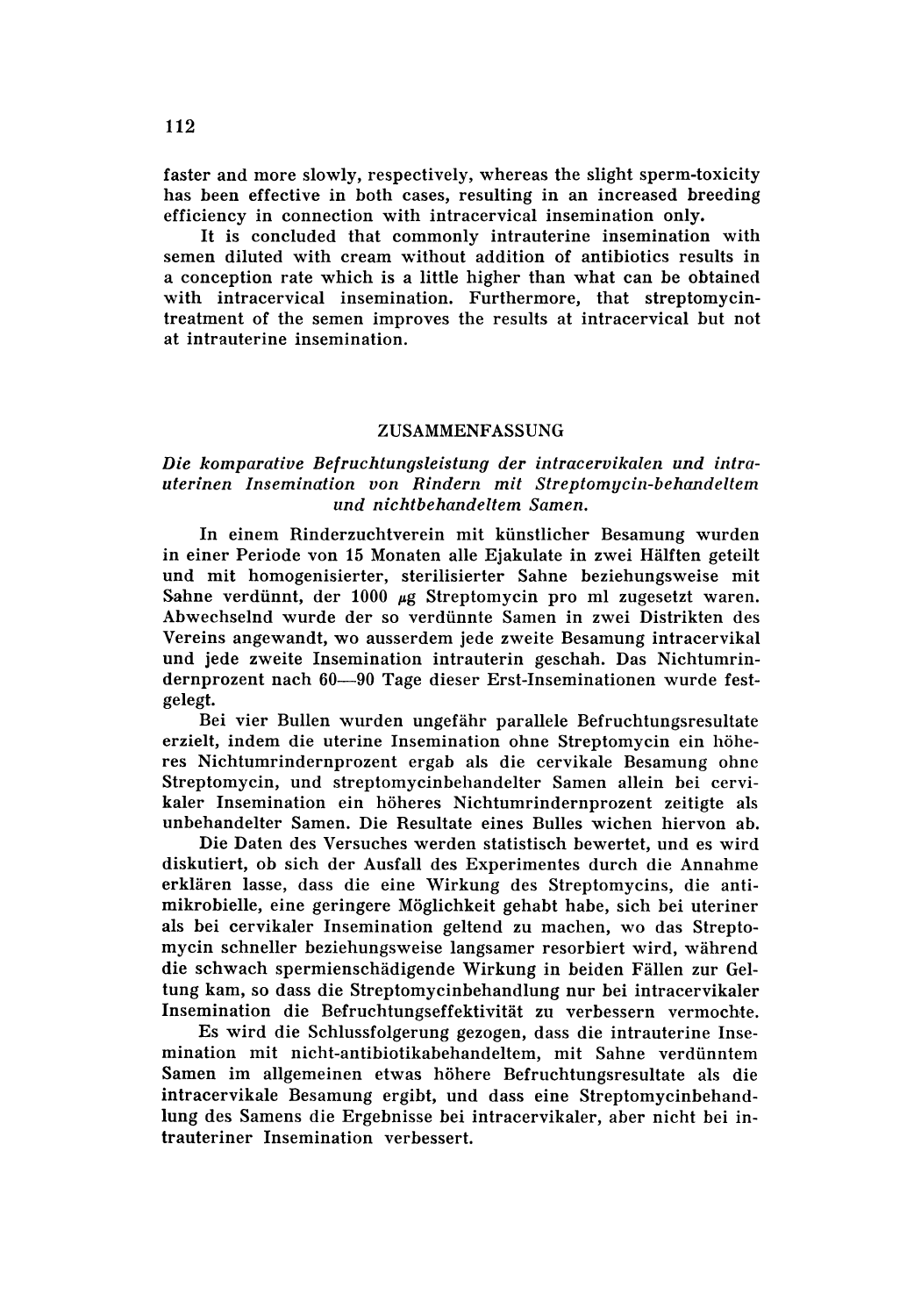faster and more slowly, respectively, whereas the slight sperm-toxicity has been effective in both cases, resulting in an increased breeding efficiency in connection with intracervical insemination only.

It is concluded that commonly intrauterine insemination with semen diluted with cream without addition of antibiotics results in a conception rate which is a little higher than what can be obtained with intracervical insemination. Furthermore, that streptomycin-treatment of the semen improves the results at intracervical but not at intrauterine insemination.

## ZUSAMMENFASSUNG

*Die komparative Befruchtungsleistung der intracervikalen und intrauterinen Insemination von Rindern mit Streptomycin-behandeltem und nichtbehandeltem Samen.*

In einem Rinderzuchtverein mit künstlicher Besamung wurden in einer Periode von 15 Monaten alle Ejakulate in zwei Hälften geteilt und mit homogenisierter, sterilisierter Sahne beziehungsweise mit Sahne verdünnt, der 1000 $\mu g$ Streptomycin pro ml zugesetzt waren. Abwechselnd wurde der so verdünnte Samen in zwei Distrikten des Vereins angewandt, wo ausserdem jede zweite Besamung intracervikal und jede zweite Insemination intrauterin geschah. Das Nichtumrindernprozent nach 60—90 Tage dieser Erst-Inseminationen wurde festgelegt.

Bei vier Bullen wurden ungefähr parallele Befruchtungsresultate erzielt, indem die uterine Insemination ohne Streptomycin ein höheres Nichtumrindernprozent ergab als die cervikale Besamung ohne Streptomycin, und streptomycinbehandelter Samen allein bei cervikaler Insemination ein höheres Nichtumrindernprozent zeitigte als unbehandelter Samen. Die Resultate eines Bulles wichen hiervon ab.

Die Daten des Versuches werden statistisch bewertet, und es wird diskutiert, ob sich der Ausfall des Experimentes durch die Annahme erklären lasse, dass die eine Wirkung des Streptomycins, die antimikrobielle, eine geringere Möglichkeit gehabt habe, sich bei uteriner als bei cervikaler Insemination geltend zu machen, wo das Streptomycin schneller beziehungsweise langsamer resorbiert wird, während die schwach spermienschädigende Wirkung in beiden Fällen zur Geltung kam, so dass die Streptomycinbehandlung nur bei intracervikaler Insemination die Befruchtungseffektivität zu verbessern vermochte.

Es wird die Schlussfolgerung gezogen, dass die intrauterine Insemination mit nicht-antibiotikabehandeltem, mit Sahne verdünntem Samen im allgemeinen etwas höhere Befruchtungsresultate als die intracervikale Besamung ergibt, und dass eine Streptomycinbehandlung des Samens die Ergebnisse bei intracervikaler, aber nicht bei intrauteriner Insemination verbessert.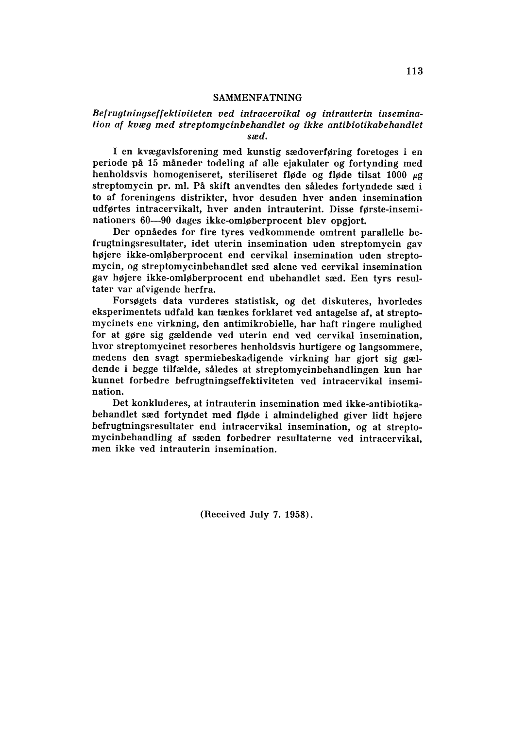## SAMMENFATNING

*Befrugtningseffektiviteten ved intracervikal og intrauterin insemination af kvæg med streptomycinbehandlet og ikke antibiotikabehandlet sæd.*

I en kvægavlsforening med kunstig sædoverføring foretoges i en periode på 15 måneder todeling af alle ejakulater og fortynding med henholdsvis homogeniseret, steriliseret fløde og fløde tilsat 1000 $\mu$g streptomycin pr. ml. På skift anvendtes den således fortyndede sæd i to af foreningens distrikter, hvor desuden hver anden insemination udførtes intracervikalt, hver anden intrauterint. Disse første-inseminationers 60—90 dages ikke-omløberprocent blev opgjort.

Der opnåedes for fire tyres vedkommende omtrent parallelle befrugtningsresultater, idet uterin insemination uden streptomycin gav højere ikke-omløberprocent end cervikal insemination uden streptomycin, og streptomycinbehandlet sæd alene ved cervikal insemination gav højere ikke-omløberprocent end ubehandlet sæd. Een tyrs resultater var afvigende herfra.

Forsøgets data vurderes statistisk, og det diskuteres, hvorledes eksperimentets udfald kan tænkes forklaret ved antagelse af, at streptomycinets ene virkning, den antimikrobielle, har haft ringere mulighed for at gøre sig gældende ved uterin end ved cervikal insemination, hvor streptomycinet resorberes henholdsvis hurtigere og langsommere, medens den svagt spermiebeskadigende virkning har gjort sig gældende i begge tilfælde, således at streptomycinbehandlingen kun har kunnet forbedre befrugtningseffektiviteten ved intracervikal insemination.

Det konkluderes, at intrauterin insemination med ikke-antibiotikabehandlet sæd fortyndet med fløde i almindelighed giver lidt højere befrugtningsresultater end intracervikal insemination, og at streptomycinbehandling af sæden forbedrer resultaterne ved intracervikal, men ikke ved intrauterin insemination.

(Received July 7. 1958).